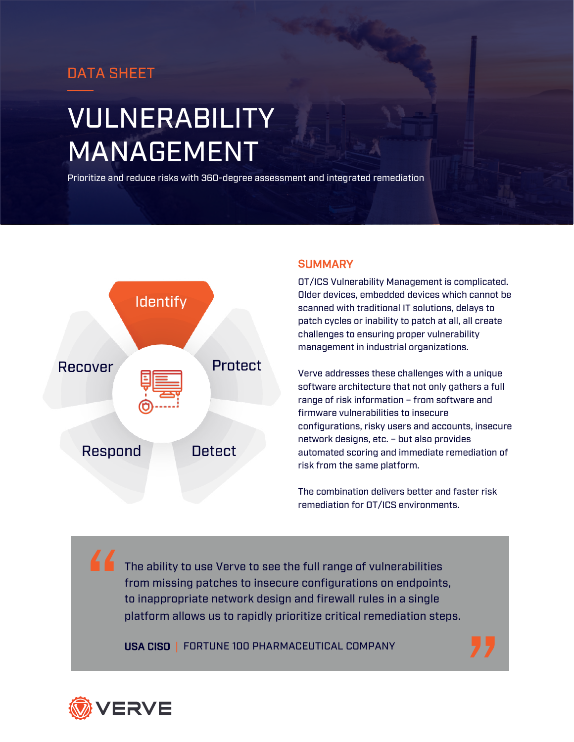DATA SHEET

# VULNERABILITY MANAGEMENT

Prioritize and reduce risks with 360-degree assessment and integrated remediation

Identify

Protect

Detect

Respond

Recover

## SUMMARY

OT/ICS Vulnerability Management is complicated. Older devices, embedded devices which cannot be scanned with traditional IT solutions, delays to patch cycles or inability to patch at all, all create challenges to ensuring proper vulnerability management in industrial organizations.

Verve addresses these challenges with a unique software architecture that not only gathers a full range of risk information – from software and firmware vulnerabilities to insecure configurations, risky users and accounts, insecure network designs, etc. – but also provides automated scoring and immediate remediation of risk from the same platform.

The combination delivers better and faster risk remediation for OT/ICS environments.

> "The ability to use Verve to see the full range of vulnerabilities from missing patches to insecure configurations on endpoints, to inappropriate network design and firewall rules in a single platform allows us to rapidly prioritize critical remediation steps."
>
> **USA CISO** | FORTUNE 100 PHARMACEUTICAL COMPANY

VERVE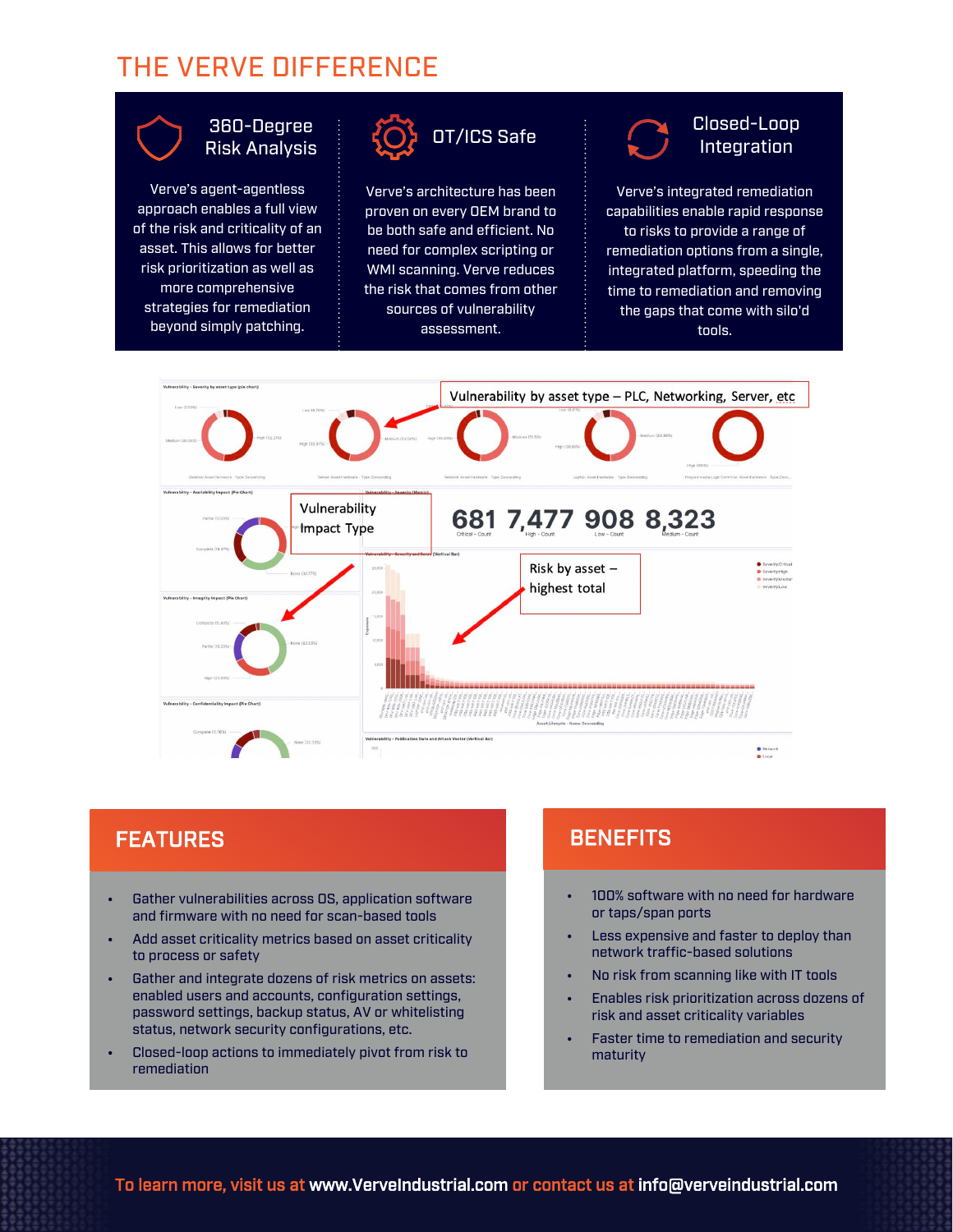# THE VERVE DIFFERENCE

### 360-Degree Risk Analysis

Verve's agent-agentless approach enables a full view of the risk and criticality of an asset. This allows for better risk prioritization as well as more comprehensive strategies for remediation beyond simply patching.

### OT/ICS Safe

Verve's architecture has been proven on every OEM brand to be both safe and efficient. No need for complex scripting or WMI scanning. Verve reduces the risk that comes from other sources of vulnerability assessment.

### Closed-Loop Integration

Verve's integrated remediation capabilities enable rapid response to risks to provide a range of remediation options from a single, integrated platform, speeding the time to remediation and removing the gaps that come with silo'd tools.

Vulnerability by asset type – PLC, Networking, Server, etc

Vulnerability Impact Type

681 Critical - Count
7,477 High - Count
908 Low - Count
8,323 Medium - Count

Risk by asset – highest total

## FEATURES

- Gather vulnerabilities across OS, application software and firmware with no need for scan-based tools
- Add asset criticality metrics based on asset criticality to process or safety
- Gather and integrate dozens of risk metrics on assets: enabled users and accounts, configuration settings, password settings, backup status, AV or whitelisting status, network security configurations, etc.
- Closed-loop actions to immediately pivot from risk to remediation

## BENEFITS

- 100% software with no need for hardware or taps/span ports
- Less expensive and faster to deploy than network traffic-based solutions
- No risk from scanning like with IT tools
- Enables risk prioritization across dozens of risk and asset criticality variables
- Faster time to remediation and security maturity

To learn more, visit us at www.VerveIndustrial.com or contact us at info@verveindustrial.com